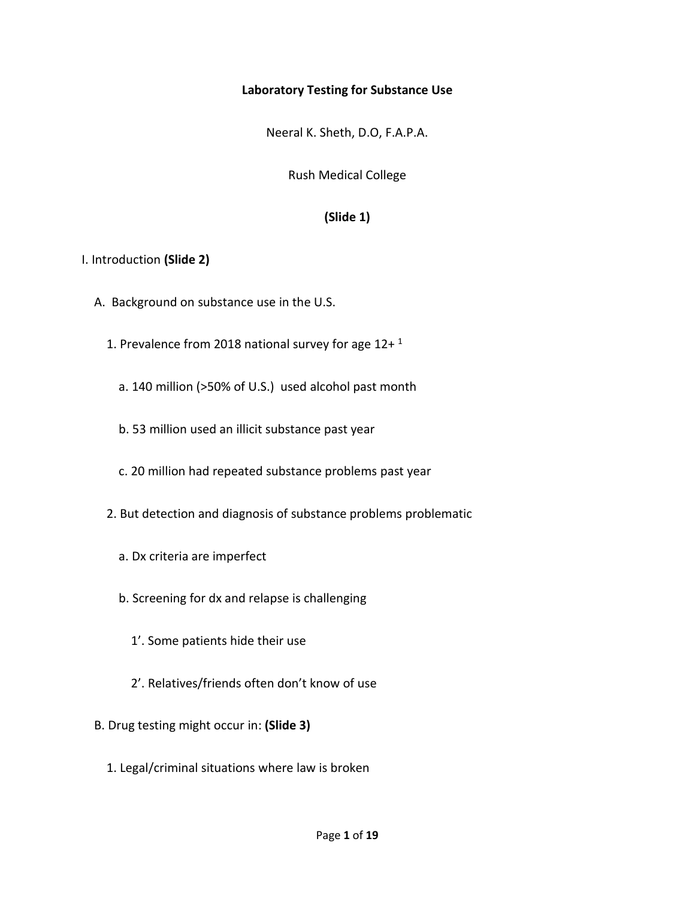# Laboratory Testing for Substance Use

Neeral K. Sheth, D.O, F.A.P.A.

Rush Medical College

**(Slide 1)**

I. Introduction **(Slide 2)**

A. Background on substance use in the U.S.

1. Prevalence from 2018 national survey for age 12+ [1]

a. 140 million (>50% of U.S.) used alcohol past month

b. 53 million used an illicit substance past year

c. 20 million had repeated substance problems past year

2. But detection and diagnosis of substance problems problematic

a. Dx criteria are imperfect

b. Screening for dx and relapse is challenging

1'. Some patients hide their use

2'. Relatives/friends often don't know of use

B. Drug testing might occur in: **(Slide 3)**

1. Legal/criminal situations where law is broken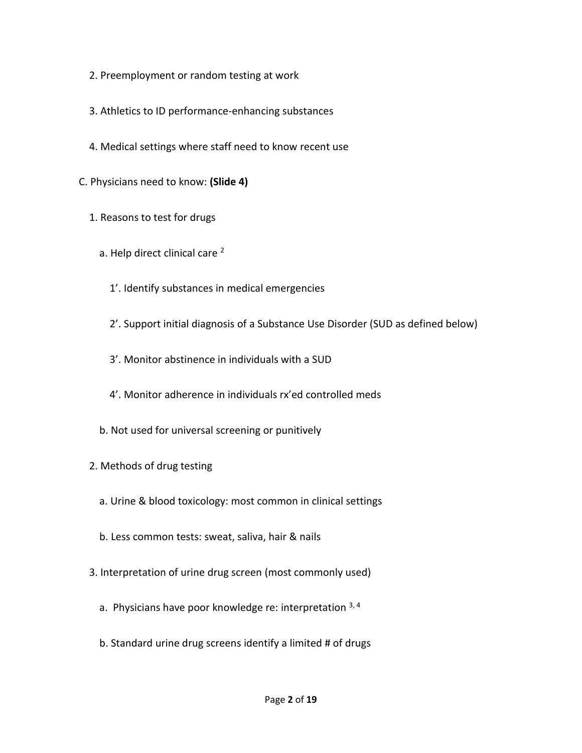2. Preemployment or random testing at work

3. Athletics to ID performance-enhancing substances

4. Medical settings where staff need to know recent use

C. Physicians need to know: **(Slide 4)**

1. Reasons to test for drugs

a. Help direct clinical care [2]

1'. Identify substances in medical emergencies

2'. Support initial diagnosis of a Substance Use Disorder (SUD as defined below)

3'. Monitor abstinence in individuals with a SUD

4'. Monitor adherence in individuals rx'ed controlled meds

b. Not used for universal screening or punitively

2. Methods of drug testing

a. Urine & blood toxicology: most common in clinical settings

b. Less common tests: sweat, saliva, hair & nails

3. Interpretation of urine drug screen (most commonly used)

a. Physicians have poor knowledge re: interpretation [3, 4]

b. Standard urine drug screens identify a limited # of drugs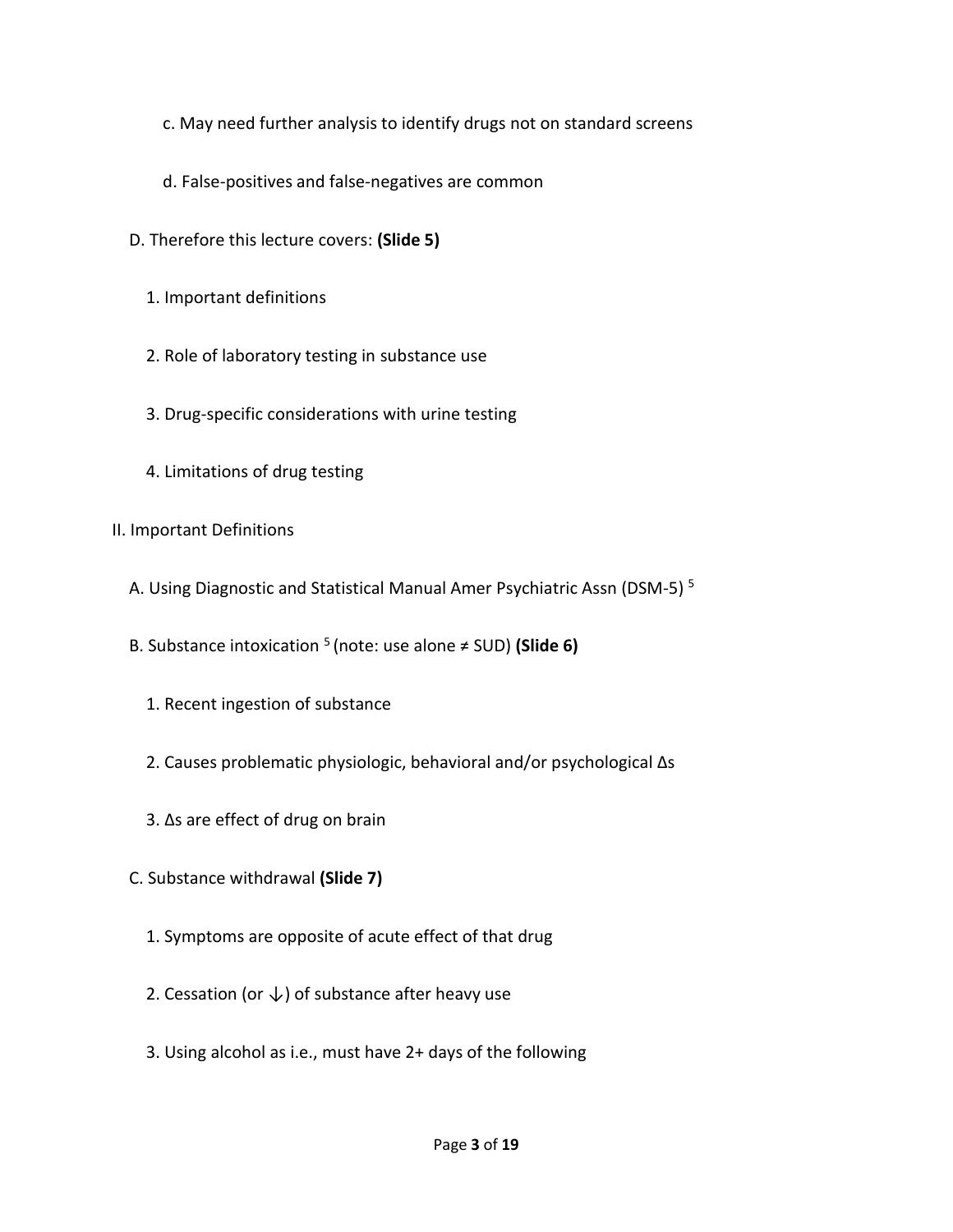c. May need further analysis to identify drugs not on standard screens

d. False-positives and false-negatives are common

D. Therefore this lecture covers: **(Slide 5)**

1. Important definitions

2. Role of laboratory testing in substance use

3. Drug-specific considerations with urine testing

4. Limitations of drug testing

II. Important Definitions

A. Using Diagnostic and Statistical Manual Amer Psychiatric Assn (DSM-5) [5]

B. Substance intoxication [5] (note: use alone ≠ SUD) **(Slide 6)**

1. Recent ingestion of substance

2. Causes problematic physiologic, behavioral and/or psychological Δs

3. Δs are effect of drug on brain

C. Substance withdrawal **(Slide 7)**

1. Symptoms are opposite of acute effect of that drug

2. Cessation (or ↓) of substance after heavy use

3. Using alcohol as i.e., must have 2+ days of the following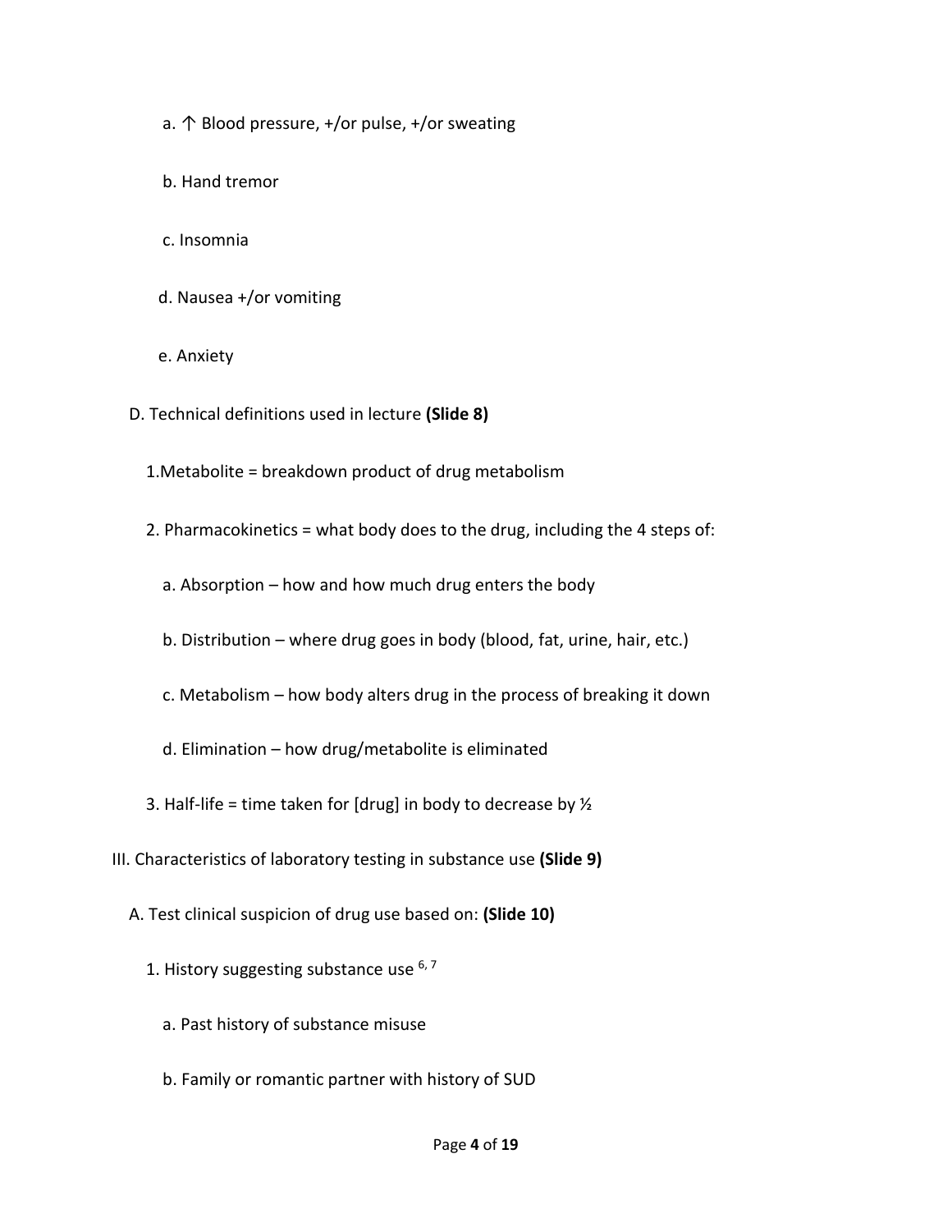a. ↑ Blood pressure, +/or pulse, +/or sweating

b. Hand tremor

c. Insomnia

d. Nausea +/or vomiting

e. Anxiety

D. Technical definitions used in lecture **(Slide 8)**

1. Metabolite = breakdown product of drug metabolism

2. Pharmacokinetics = what body does to the drug, including the 4 steps of:

a. Absorption – how and how much drug enters the body

b. Distribution – where drug goes in body (blood, fat, urine, hair, etc.)

c. Metabolism – how body alters drug in the process of breaking it down

d. Elimination – how drug/metabolite is eliminated

3. Half-life = time taken for [drug] in body to decrease by ½

III. Characteristics of laboratory testing in substance use **(Slide 9)**

A. Test clinical suspicion of drug use based on: **(Slide 10)**

1. History suggesting substance use [6, 7]

a. Past history of substance misuse

b. Family or romantic partner with history of SUD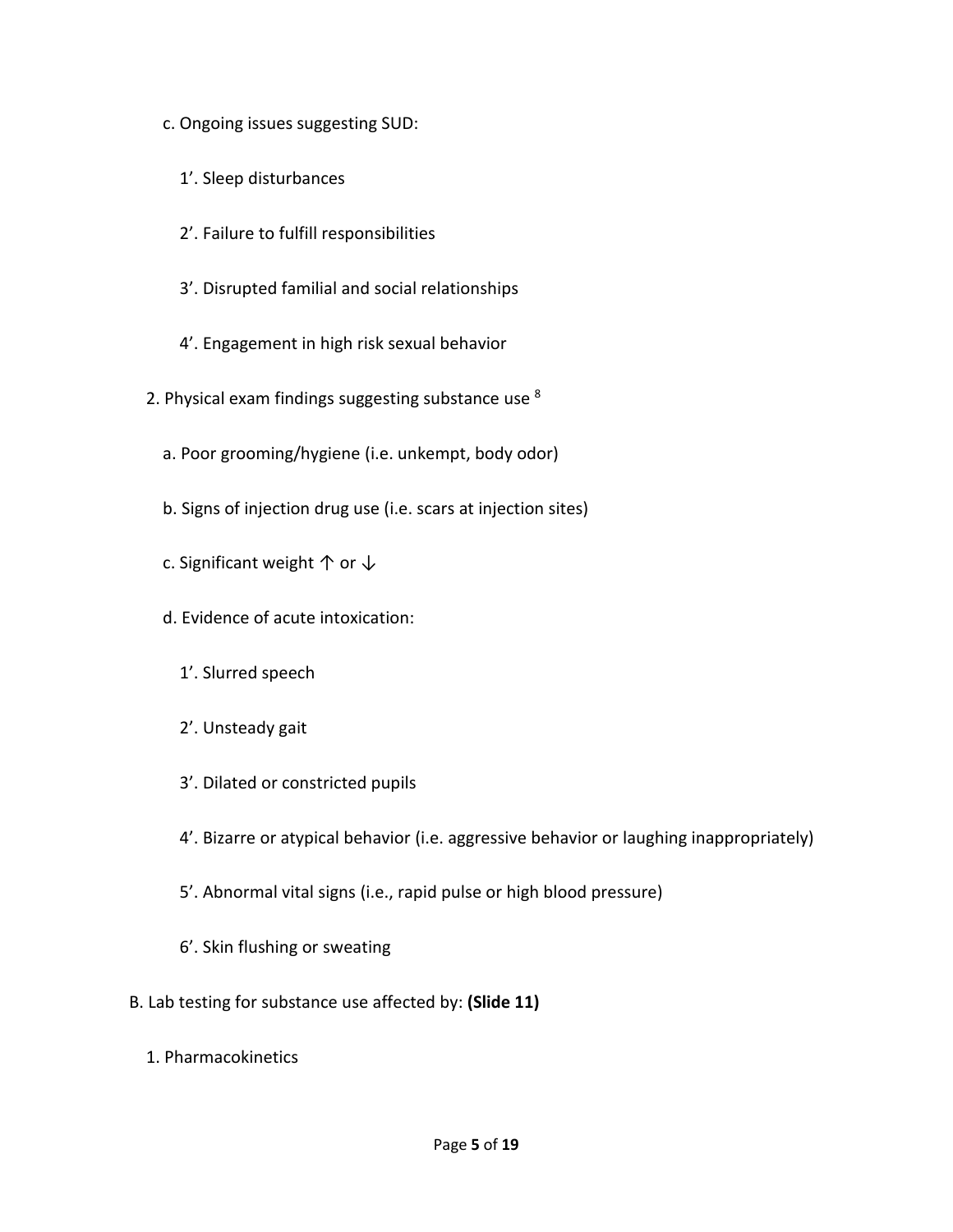c. Ongoing issues suggesting SUD:

1’. Sleep disturbances

2’. Failure to fulfill responsibilities

3’. Disrupted familial and social relationships

4’. Engagement in high risk sexual behavior

2. Physical exam findings suggesting substance use [8]

a. Poor grooming/hygiene (i.e. unkempt, body odor)

b. Signs of injection drug use (i.e. scars at injection sites)

c. Significant weight ↑ or ↓

d. Evidence of acute intoxication:

1’. Slurred speech

2’. Unsteady gait

3’. Dilated or constricted pupils

4’. Bizarre or atypical behavior (i.e. aggressive behavior or laughing inappropriately)

5’. Abnormal vital signs (i.e., rapid pulse or high blood pressure)

6’. Skin flushing or sweating

B. Lab testing for substance use affected by: **(Slide 11)**

1. Pharmacokinetics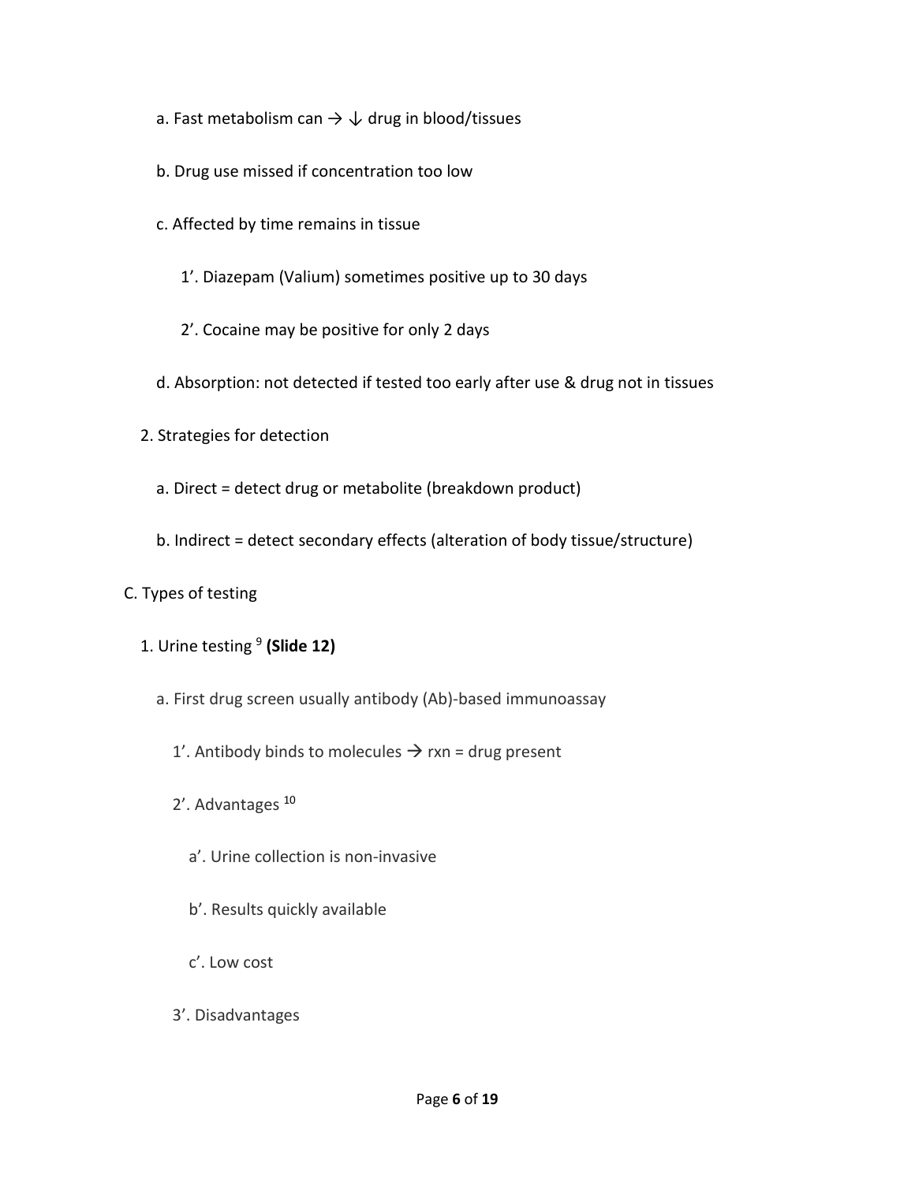a. Fast metabolism can → ↓ drug in blood/tissues

b. Drug use missed if concentration too low

c. Affected by time remains in tissue

1’. Diazepam (Valium) sometimes positive up to 30 days

2’. Cocaine may be positive for only 2 days

d. Absorption: not detected if tested too early after use & drug not in tissues

2. Strategies for detection

a. Direct = detect drug or metabolite (breakdown product)

b. Indirect = detect secondary effects (alteration of body tissue/structure)

C. Types of testing

1. Urine testing [9] **(Slide 12)**

a. First drug screen usually antibody (Ab)-based immunoassay

1’. Antibody binds to molecules → rxn = drug present

2’. Advantages [10]

a’. Urine collection is non-invasive

b’. Results quickly available

c’. Low cost

3’. Disadvantages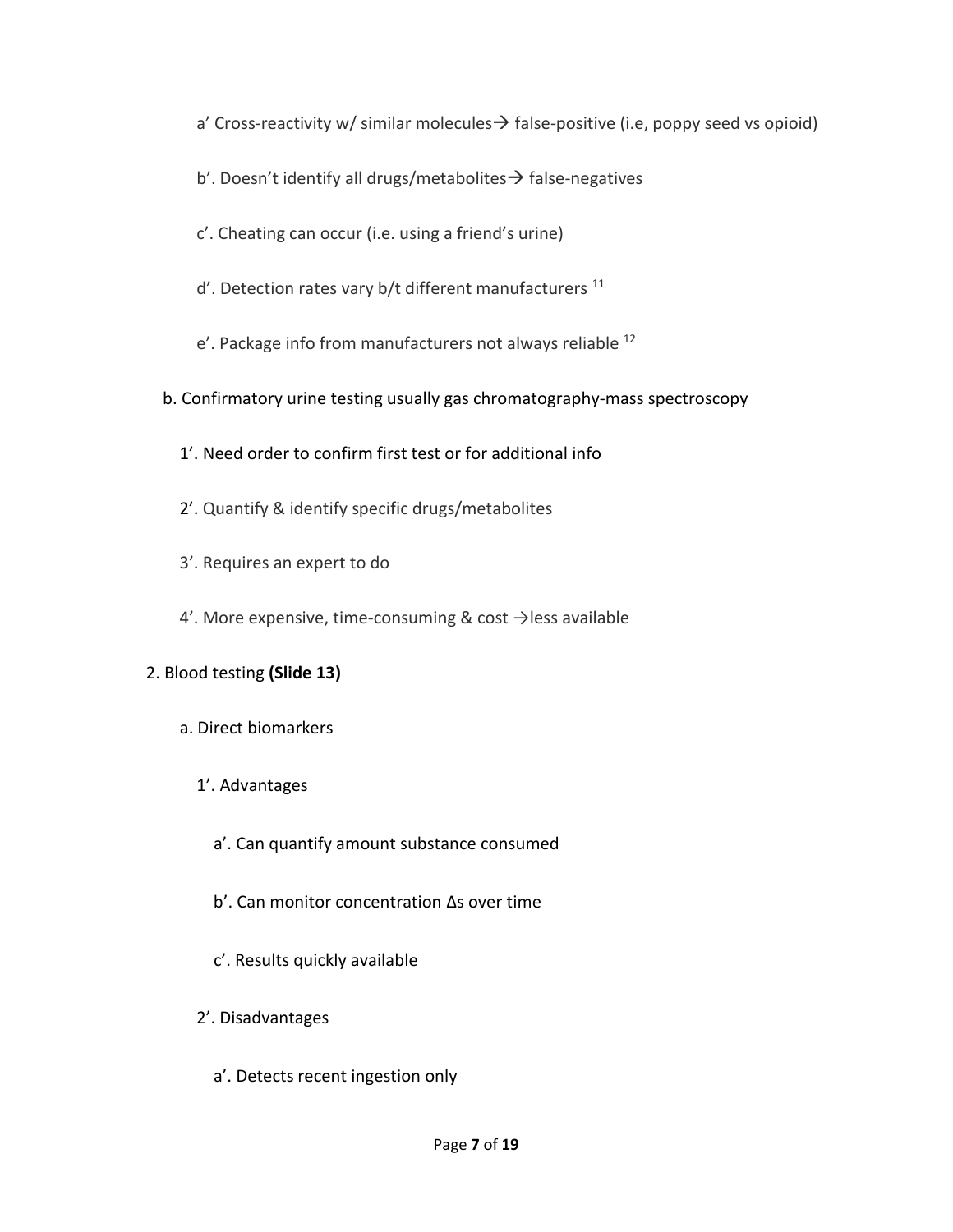a' Cross-reactivity w/ similar molecules→ false-positive (i.e, poppy seed vs opioid)

b'. Doesn't identify all drugs/metabolites→ false-negatives

c'. Cheating can occur (i.e. using a friend's urine)

d'. Detection rates vary b/t different manufacturers [11]

e'. Package info from manufacturers not always reliable [12]

b. Confirmatory urine testing usually gas chromatography-mass spectroscopy

1'. Need order to confirm first test or for additional info

2'. Quantify & identify specific drugs/metabolites

3'. Requires an expert to do

4'. More expensive, time-consuming & cost →less available

2. Blood testing **(Slide 13)**

a. Direct biomarkers

1'. Advantages

a'. Can quantify amount substance consumed

b'. Can monitor concentration Δs over time

c'. Results quickly available

2'. Disadvantages

a'. Detects recent ingestion only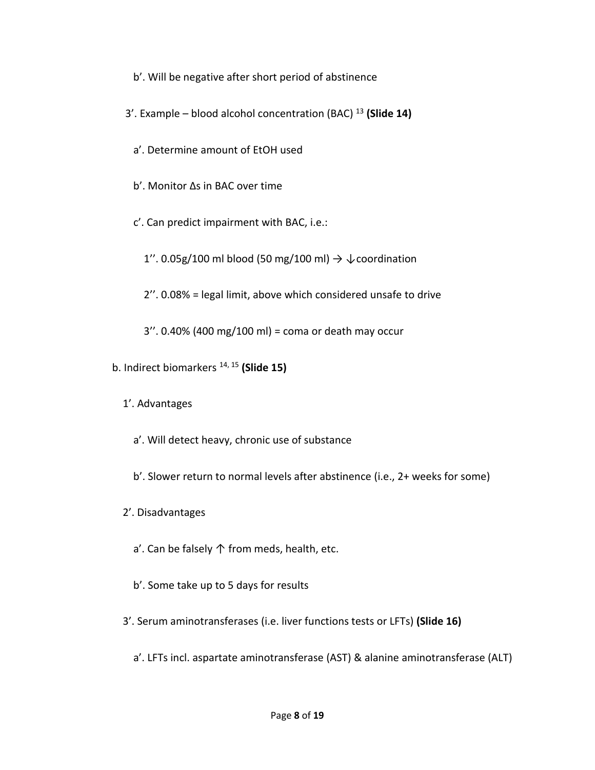b′. Will be negative after short period of abstinence

3′. Example – blood alcohol concentration (BAC) [13] **(Slide 14)**

a′. Determine amount of EtOH used

b′. Monitor Δs in BAC over time

c′. Can predict impairment with BAC, i.e.:

1′′. 0.05g/100 ml blood (50 mg/100 ml) → ↓coordination

2′′. 0.08% = legal limit, above which considered unsafe to drive

3′′. 0.40% (400 mg/100 ml) = coma or death may occur

b. Indirect biomarkers [14, 15] **(Slide 15)**

1′. Advantages

a′. Will detect heavy, chronic use of substance

b′. Slower return to normal levels after abstinence (i.e., 2+ weeks for some)

2′. Disadvantages

a′. Can be falsely ↑ from meds, health, etc.

b′. Some take up to 5 days for results

3′. Serum aminotransferases (i.e. liver functions tests or LFTs) **(Slide 16)**

a′. LFTs incl. aspartate aminotransferase (AST) & alanine aminotransferase (ALT)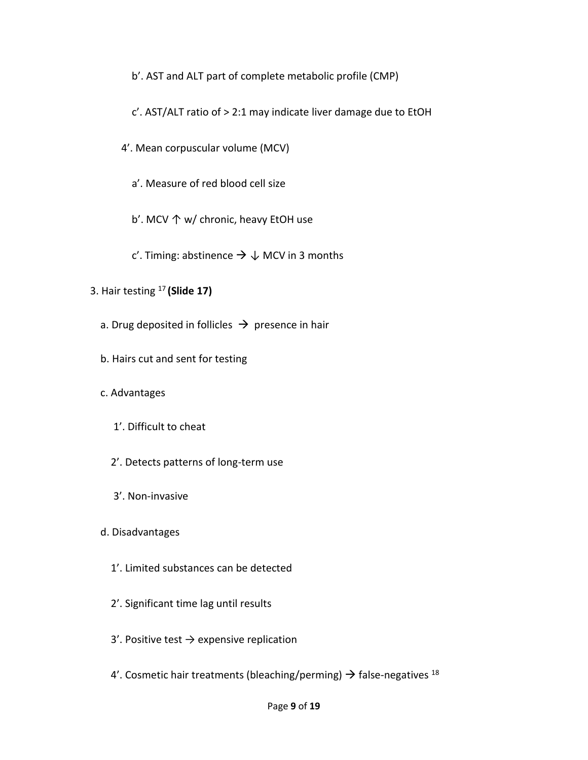b'. AST and ALT part of complete metabolic profile (CMP)

c'. AST/ALT ratio of > 2:1 may indicate liver damage due to EtOH

4'. Mean corpuscular volume (MCV)

a'. Measure of red blood cell size

b'. MCV ↑ w/ chronic, heavy EtOH use

c'. Timing: abstinence → ↓ MCV in 3 months

3. Hair testing [17] **(Slide 17)**

a. Drug deposited in follicles → presence in hair

b. Hairs cut and sent for testing

c. Advantages

1'. Difficult to cheat

2'. Detects patterns of long-term use

3'. Non-invasive

d. Disadvantages

1'. Limited substances can be detected

2'. Significant time lag until results

3'. Positive test → expensive replication

4'. Cosmetic hair treatments (bleaching/perming) → false-negatives [18]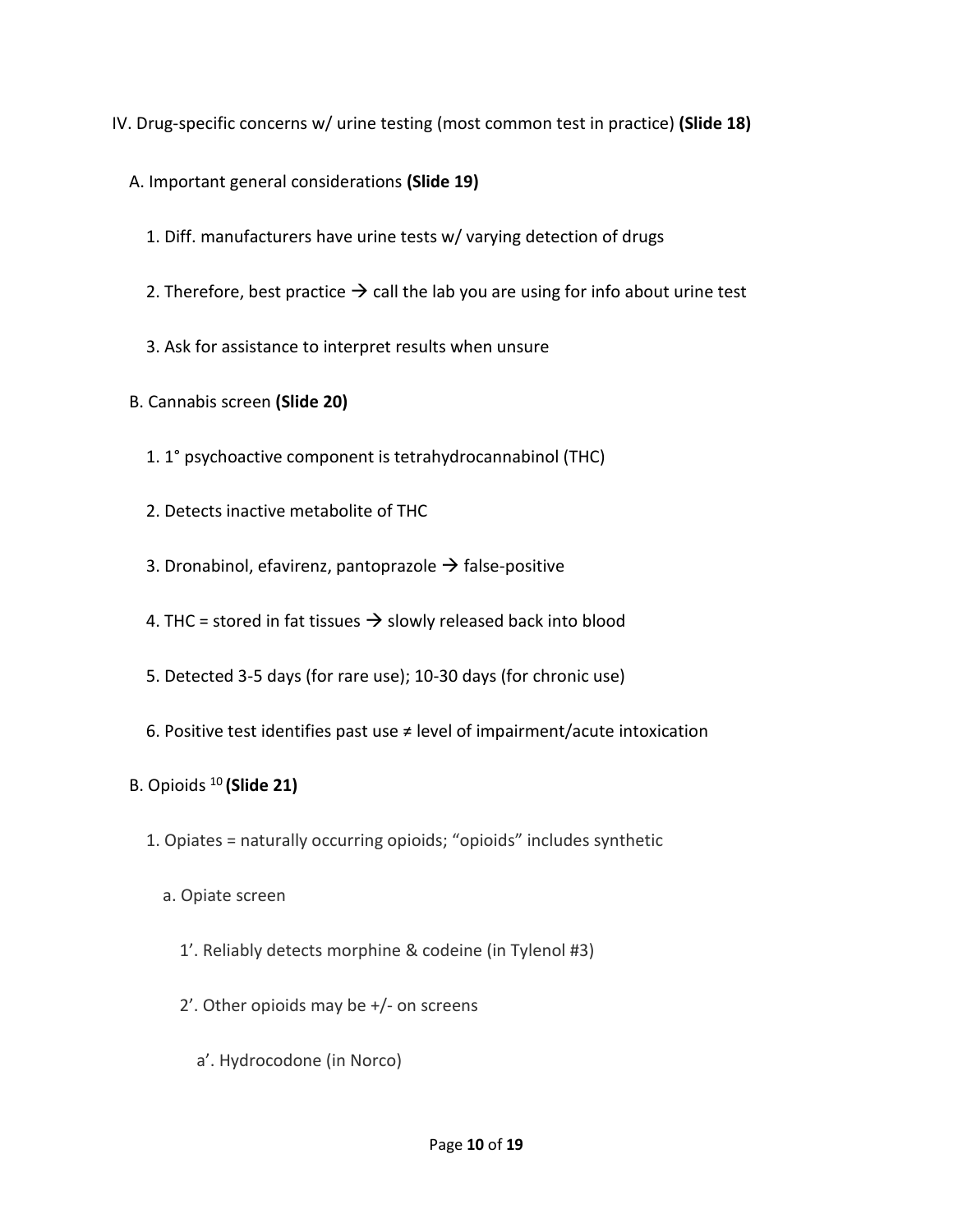IV. Drug-specific concerns w/ urine testing (most common test in practice) **(Slide 18)**

- A. Important general considerations **(Slide 19)**
  - 1. Diff. manufacturers have urine tests w/ varying detection of drugs
  - 2. Therefore, best practice → call the lab you are using for info about urine test
  - 3. Ask for assistance to interpret results when unsure
- B. Cannabis screen **(Slide 20)**
  - 1. 1° psychoactive component is tetrahydrocannabinol (THC)
  - 2. Detects inactive metabolite of THC
  - 3. Dronabinol, efavirenz, pantoprazole → false-positive
  - 4. THC = stored in fat tissues → slowly released back into blood
  - 5. Detected 3-5 days (for rare use); 10-30 days (for chronic use)
  - 6. Positive test identifies past use ≠ level of impairment/acute intoxication
- B. Opioids [10] **(Slide 21)**
  - 1. Opiates = naturally occurring opioids; "opioids" includes synthetic
    - a. Opiate screen
      - 1'. Reliably detects morphine & codeine (in Tylenol #3)
      - 2'. Other opioids may be +/- on screens
        - a'. Hydrocodone (in Norco)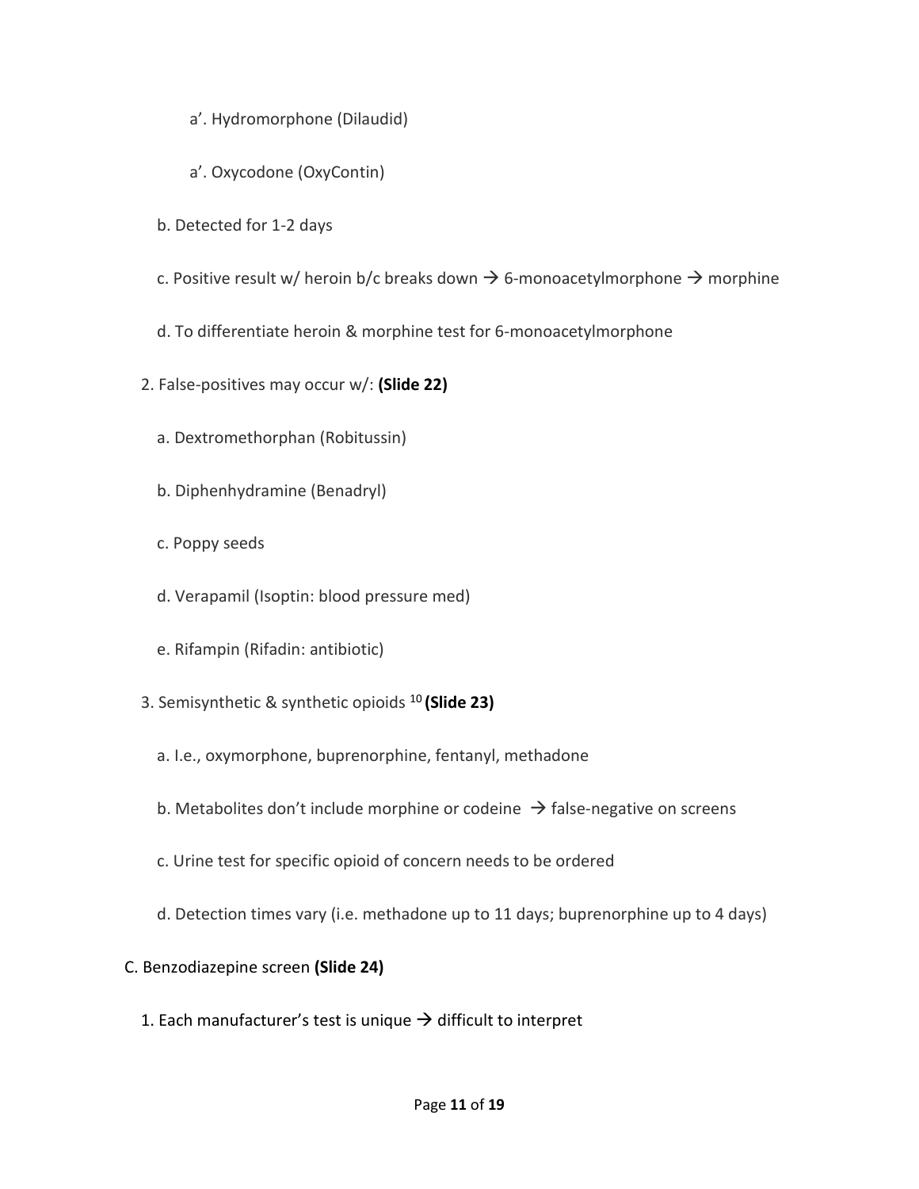a'. Hydromorphone (Dilaudid)

a'. Oxycodone (OxyContin)

b. Detected for 1-2 days

c. Positive result w/ heroin b/c breaks down → 6-monoacetylmorphone → morphine

d. To differentiate heroin & morphine test for 6-monoacetylmorphone

2. False-positives may occur w/: **(Slide 22)**

a. Dextromethorphan (Robitussin)

b. Diphenhydramine (Benadryl)

c. Poppy seeds

d. Verapamil (Isoptin: blood pressure med)

e. Rifampin (Rifadin: antibiotic)

3. Semisynthetic & synthetic opioids [10] **(Slide 23)**

a. I.e., oxymorphone, buprenorphine, fentanyl, methadone

b. Metabolites don't include morphine or codeine → false-negative on screens

c. Urine test for specific opioid of concern needs to be ordered

d. Detection times vary (i.e. methadone up to 11 days; buprenorphine up to 4 days)

C. Benzodiazepine screen **(Slide 24)**

1. Each manufacturer's test is unique → difficult to interpret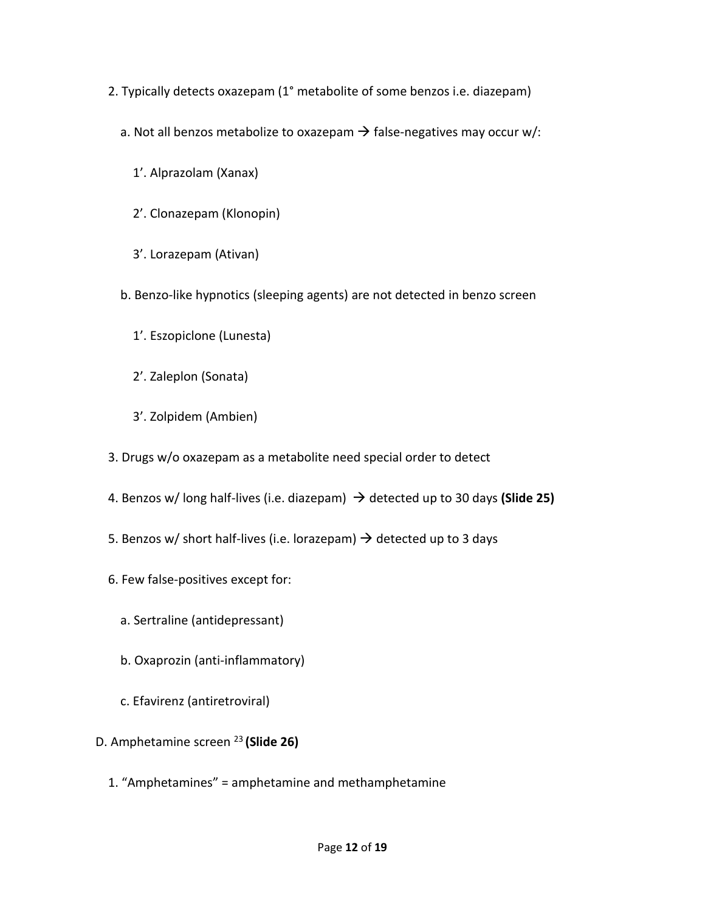2. Typically detects oxazepam (1° metabolite of some benzos i.e. diazepam)

   a. Not all benzos metabolize to oxazepam → false-negatives may occur w/:

      1'. Alprazolam (Xanax)

      2'. Clonazepam (Klonopin)

      3'. Lorazepam (Ativan)

   b. Benzo-like hypnotics (sleeping agents) are not detected in benzo screen

      1'. Eszopiclone (Lunesta)

      2'. Zaleplon (Sonata)

      3'. Zolpidem (Ambien)

3. Drugs w/o oxazepam as a metabolite need special order to detect

4. Benzos w/ long half-lives (i.e. diazepam) → detected up to 30 days **(Slide 25)**

5. Benzos w/ short half-lives (i.e. lorazepam) → detected up to 3 days

6. Few false-positives except for:

   a. Sertraline (antidepressant)

   b. Oxaprozin (anti-inflammatory)

   c. Efavirenz (antiretroviral)

D. Amphetamine screen [23] **(Slide 26)**

1. "Amphetamines" = amphetamine and methamphetamine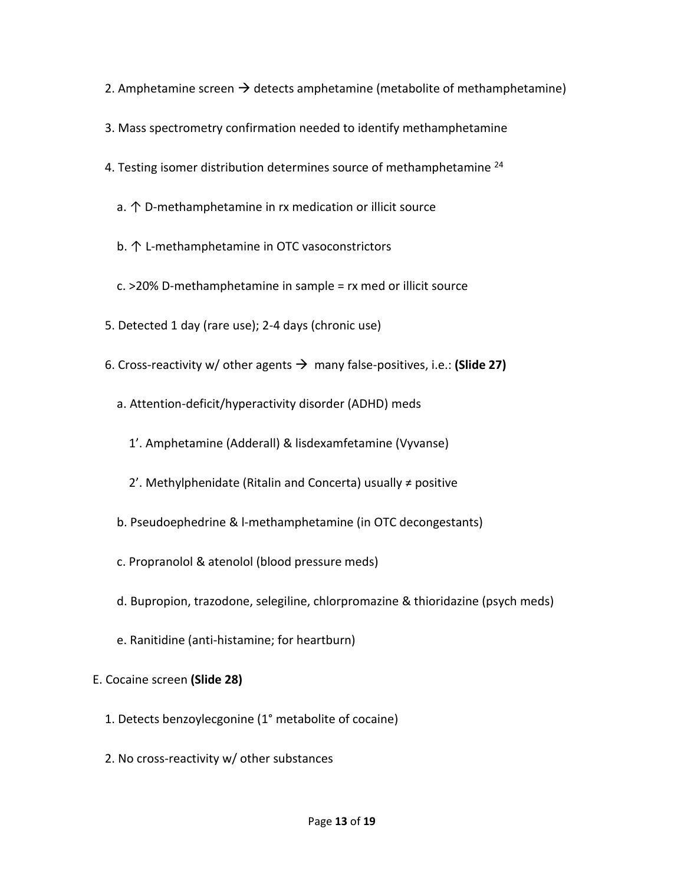2. Amphetamine screen → detects amphetamine (metabolite of methamphetamine)

3. Mass spectrometry confirmation needed to identify methamphetamine

4. Testing isomer distribution determines source of methamphetamine [24]

   a. ↑ D-methamphetamine in rx medication or illicit source

   b. ↑ L-methamphetamine in OTC vasoconstrictors

   c. >20% D-methamphetamine in sample = rx med or illicit source

5. Detected 1 day (rare use); 2-4 days (chronic use)

6. Cross-reactivity w/ other agents → many false-positives, i.e.: **(Slide 27)**

   a. Attention-deficit/hyperactivity disorder (ADHD) meds

      1'. Amphetamine (Adderall) & lisdexamfetamine (Vyvanse)

      2'. Methylphenidate (Ritalin and Concerta) usually ≠ positive

   b. Pseudoephedrine & l-methamphetamine (in OTC decongestants)

   c. Propranolol & atenolol (blood pressure meds)

   d. Bupropion, trazodone, selegiline, chlorpromazine & thioridazine (psych meds)

   e. Ranitidine (anti-histamine; for heartburn)

E. Cocaine screen **(Slide 28)**

1. Detects benzoylecgonine (1° metabolite of cocaine)

2. No cross-reactivity w/ other substances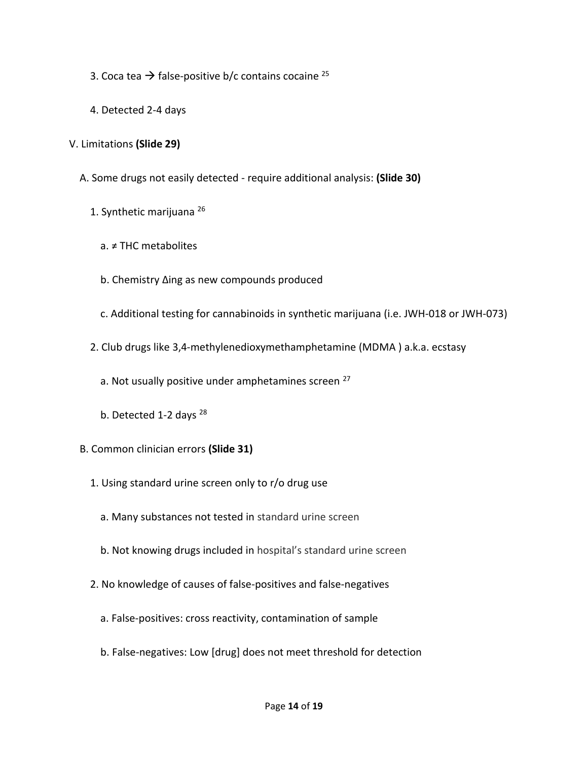3. Coca tea → false-positive b/c contains cocaine [25]

4. Detected 2-4 days

V. Limitations **(Slide 29)**

A. Some drugs not easily detected - require additional analysis: **(Slide 30)**

1. Synthetic marijuana [26]

a. ≠ THC metabolites

b. Chemistry Δing as new compounds produced

c. Additional testing for cannabinoids in synthetic marijuana (i.e. JWH-018 or JWH-073)

2. Club drugs like 3,4-methylenedioxymethamphetamine (MDMA ) a.k.a. ecstasy

a. Not usually positive under amphetamines screen [27]

b. Detected 1-2 days [28]

B. Common clinician errors **(Slide 31)**

1. Using standard urine screen only to r/o drug use

a. Many substances not tested in standard urine screen

b. Not knowing drugs included in hospital's standard urine screen

2. No knowledge of causes of false-positives and false-negatives

a. False-positives: cross reactivity, contamination of sample

b. False-negatives: Low [drug] does not meet threshold for detection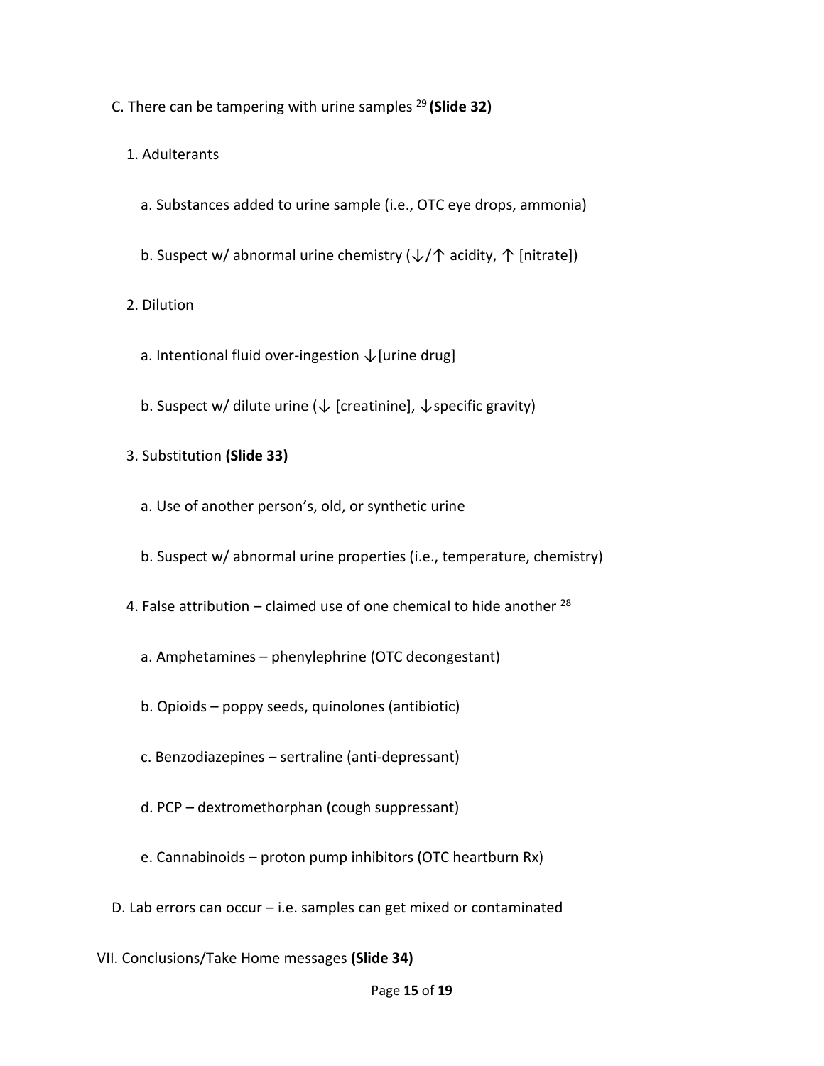C. There can be tampering with urine samples [29] **(Slide 32)**

1. Adulterants

   a. Substances added to urine sample (i.e., OTC eye drops, ammonia)

   b. Suspect w/ abnormal urine chemistry (↓/↑ acidity, ↑ [nitrate])

2. Dilution

   a. Intentional fluid over-ingestion ↓[urine drug]

   b. Suspect w/ dilute urine (↓ [creatinine], ↓specific gravity)

3. Substitution **(Slide 33)**

   a. Use of another person's, old, or synthetic urine

   b. Suspect w/ abnormal urine properties (i.e., temperature, chemistry)

4. False attribution – claimed use of one chemical to hide another [28]

   a. Amphetamines – phenylephrine (OTC decongestant)

   b. Opioids – poppy seeds, quinolones (antibiotic)

   c. Benzodiazepines – sertraline (anti-depressant)

   d. PCP – dextromethorphan (cough suppressant)

   e. Cannabinoids – proton pump inhibitors (OTC heartburn Rx)

D. Lab errors can occur – i.e. samples can get mixed or contaminated

VII. Conclusions/Take Home messages **(Slide 34)**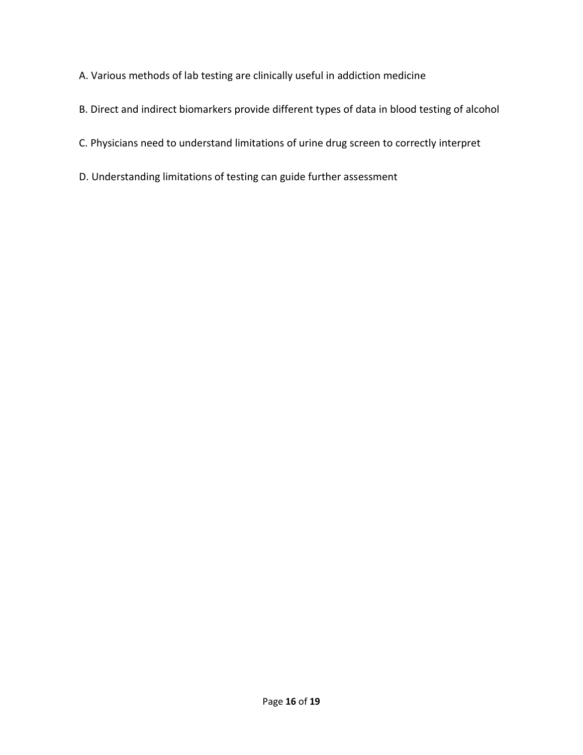A. Various methods of lab testing are clinically useful in addiction medicine

B. Direct and indirect biomarkers provide different types of data in blood testing of alcohol

C. Physicians need to understand limitations of urine drug screen to correctly interpret

D. Understanding limitations of testing can guide further assessment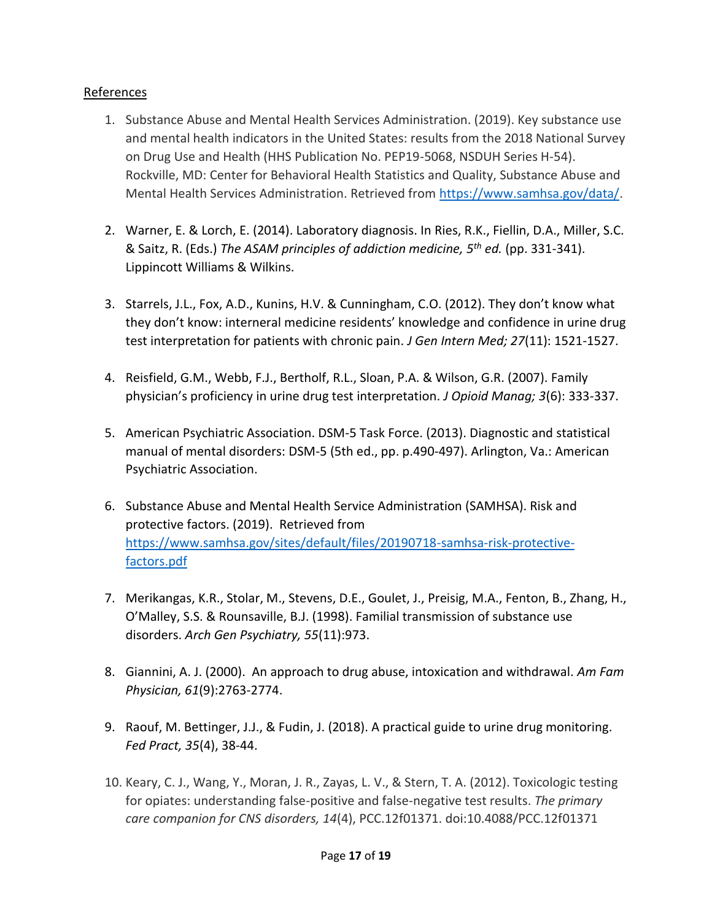References

1. Substance Abuse and Mental Health Services Administration. (2019). Key substance use and mental health indicators in the United States: results from the 2018 National Survey on Drug Use and Health (HHS Publication No. PEP19-5068, NSDUH Series H-54). Rockville, MD: Center for Behavioral Health Statistics and Quality, Substance Abuse and Mental Health Services Administration. Retrieved from https://www.samhsa.gov/data/.

2. Warner, E. & Lorch, E. (2014). Laboratory diagnosis. In Ries, R.K., Fiellin, D.A., Miller, S.C. & Saitz, R. (Eds.) *The ASAM principles of addiction medicine, 5th ed.* (pp. 331-341). Lippincott Williams & Wilkins.

3. Starrels, J.L., Fox, A.D., Kunins, H.V. & Cunningham, C.O. (2012). They don't know what they don't know: interneral medicine residents' knowledge and confidence in urine drug test interpretation for patients with chronic pain. *J Gen Intern Med; 27*(11): 1521-1527.

4. Reisfield, G.M., Webb, F.J., Bertholf, R.L., Sloan, P.A. & Wilson, G.R. (2007). Family physician's proficiency in urine drug test interpretation. *J Opioid Manag; 3*(6): 333-337.

5. American Psychiatric Association. DSM-5 Task Force. (2013). Diagnostic and statistical manual of mental disorders: DSM-5 (5th ed., pp. p.490-497). Arlington, Va.: American Psychiatric Association.

6. Substance Abuse and Mental Health Service Administration (SAMHSA). Risk and protective factors. (2019). Retrieved from https://www.samhsa.gov/sites/default/files/20190718-samhsa-risk-protective-factors.pdf

7. Merikangas, K.R., Stolar, M., Stevens, D.E., Goulet, J., Preisig, M.A., Fenton, B., Zhang, H., O'Malley, S.S. & Rounsaville, B.J. (1998). Familial transmission of substance use disorders. *Arch Gen Psychiatry, 55*(11):973.

8. Giannini, A. J. (2000). An approach to drug abuse, intoxication and withdrawal. *Am Fam Physician, 61*(9):2763-2774.

9. Raouf, M. Bettinger, J.J., & Fudin, J. (2018). A practical guide to urine drug monitoring. *Fed Pract, 35*(4), 38-44.

10. Keary, C. J., Wang, Y., Moran, J. R., Zayas, L. V., & Stern, T. A. (2012). Toxicologic testing for opiates: understanding false-positive and false-negative test results. *The primary care companion for CNS disorders, 14*(4), PCC.12f01371. doi:10.4088/PCC.12f01371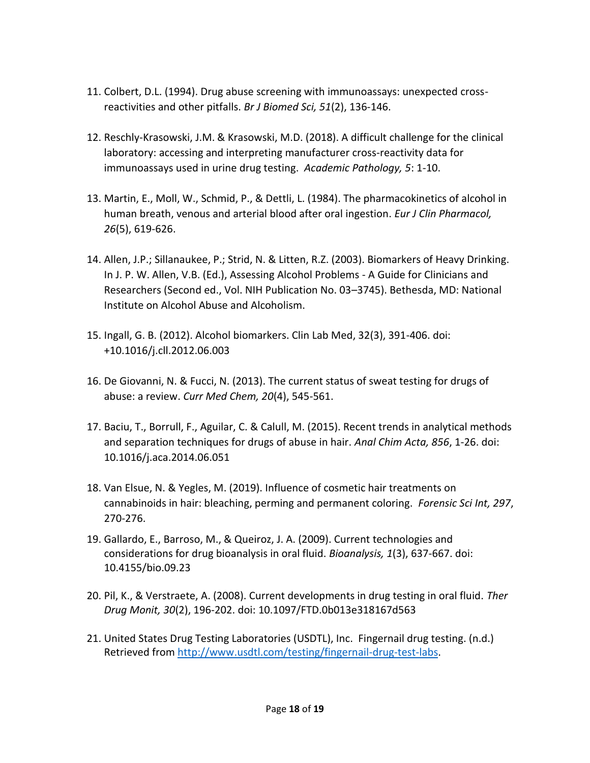11. Colbert, D.L. (1994). Drug abuse screening with immunoassays: unexpected cross-reactivities and other pitfalls. *Br J Biomed Sci, 51*(2), 136-146.

12. Reschly-Krasowski, J.M. & Krasowski, M.D. (2018). A difficult challenge for the clinical laboratory: accessing and interpreting manufacturer cross-reactivity data for immunoassays used in urine drug testing. *Academic Pathology, 5*: 1-10.

13. Martin, E., Moll, W., Schmid, P., & Dettli, L. (1984). The pharmacokinetics of alcohol in human breath, venous and arterial blood after oral ingestion. *Eur J Clin Pharmacol, 26*(5), 619-626.

14. Allen, J.P.; Sillanaukee, P.; Strid, N. & Litten, R.Z. (2003). Biomarkers of Heavy Drinking. In J. P. W. Allen, V.B. (Ed.), Assessing Alcohol Problems - A Guide for Clinicians and Researchers (Second ed., Vol. NIH Publication No. 03–3745). Bethesda, MD: National Institute on Alcohol Abuse and Alcoholism.

15. Ingall, G. B. (2012). Alcohol biomarkers. Clin Lab Med, 32(3), 391-406. doi: +10.1016/j.cll.2012.06.003

16. De Giovanni, N. & Fucci, N. (2013). The current status of sweat testing for drugs of abuse: a review. *Curr Med Chem, 20*(4), 545-561.

17. Baciu, T., Borrull, F., Aguilar, C. & Calull, M. (2015). Recent trends in analytical methods and separation techniques for drugs of abuse in hair. *Anal Chim Acta, 856*, 1-26. doi: 10.1016/j.aca.2014.06.051

18. Van Elsue, N. & Yegles, M. (2019). Influence of cosmetic hair treatments on cannabinoids in hair: bleaching, perming and permanent coloring. *Forensic Sci Int, 297*, 270-276.

19. Gallardo, E., Barroso, M., & Queiroz, J. A. (2009). Current technologies and considerations for drug bioanalysis in oral fluid. *Bioanalysis, 1*(3), 637-667. doi: 10.4155/bio.09.23

20. Pil, K., & Verstraete, A. (2008). Current developments in drug testing in oral fluid. *Ther Drug Monit, 30*(2), 196-202. doi: 10.1097/FTD.0b013e318167d563

21. United States Drug Testing Laboratories (USDTL), Inc. Fingernail drug testing. (n.d.) Retrieved from [http://www.usdtl.com/testing/fingernail-drug-test-labs](http://www.usdtl.com/testing/fingernail-drug-test-labs).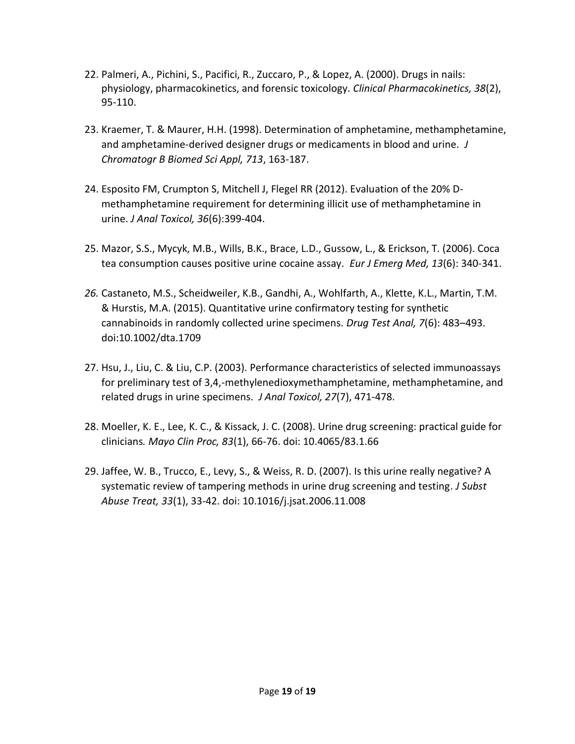22. Palmeri, A., Pichini, S., Pacifici, R., Zuccaro, P., & Lopez, A. (2000). Drugs in nails: physiology, pharmacokinetics, and forensic toxicology. *Clinical Pharmacokinetics, 38*(2), 95-110.

23. Kraemer, T. & Maurer, H.H. (1998). Determination of amphetamine, methamphetamine, and amphetamine-derived designer drugs or medicaments in blood and urine. *J Chromatogr B Biomed Sci Appl, 713*, 163-187.

24. Esposito FM, Crumpton S, Mitchell J, Flegel RR (2012). Evaluation of the 20% D-methamphetamine requirement for determining illicit use of methamphetamine in urine. *J Anal Toxicol, 36*(6):399-404.

25. Mazor, S.S., Mycyk, M.B., Wills, B.K., Brace, L.D., Gussow, L., & Erickson, T. (2006). Coca tea consumption causes positive urine cocaine assay. *Eur J Emerg Med, 13*(6): 340-341.

26. Castaneto, M.S., Scheidweiler, K.B., Gandhi, A., Wohlfarth, A., Klette, K.L., Martin, T.M. & Hurstis, M.A. (2015). Quantitative urine confirmatory testing for synthetic cannabinoids in randomly collected urine specimens. *Drug Test Anal, 7*(6): 483–493. doi:10.1002/dta.1709

27. Hsu, J., Liu, C. & Liu, C.P. (2003). Performance characteristics of selected immunoassays for preliminary test of 3,4,-methylenedioxymethamphetamine, methamphetamine, and related drugs in urine specimens. *J Anal Toxicol, 27*(7), 471-478.

28. Moeller, K. E., Lee, K. C., & Kissack, J. C. (2008). Urine drug screening: practical guide for clinicians*. Mayo Clin Proc, 83*(1), 66-76. doi: 10.4065/83.1.66

29. Jaffee, W. B., Trucco, E., Levy, S., & Weiss, R. D. (2007). Is this urine really negative? A systematic review of tampering methods in urine drug screening and testing. *J Subst Abuse Treat, 33*(1), 33-42. doi: 10.1016/j.jsat.2006.11.008